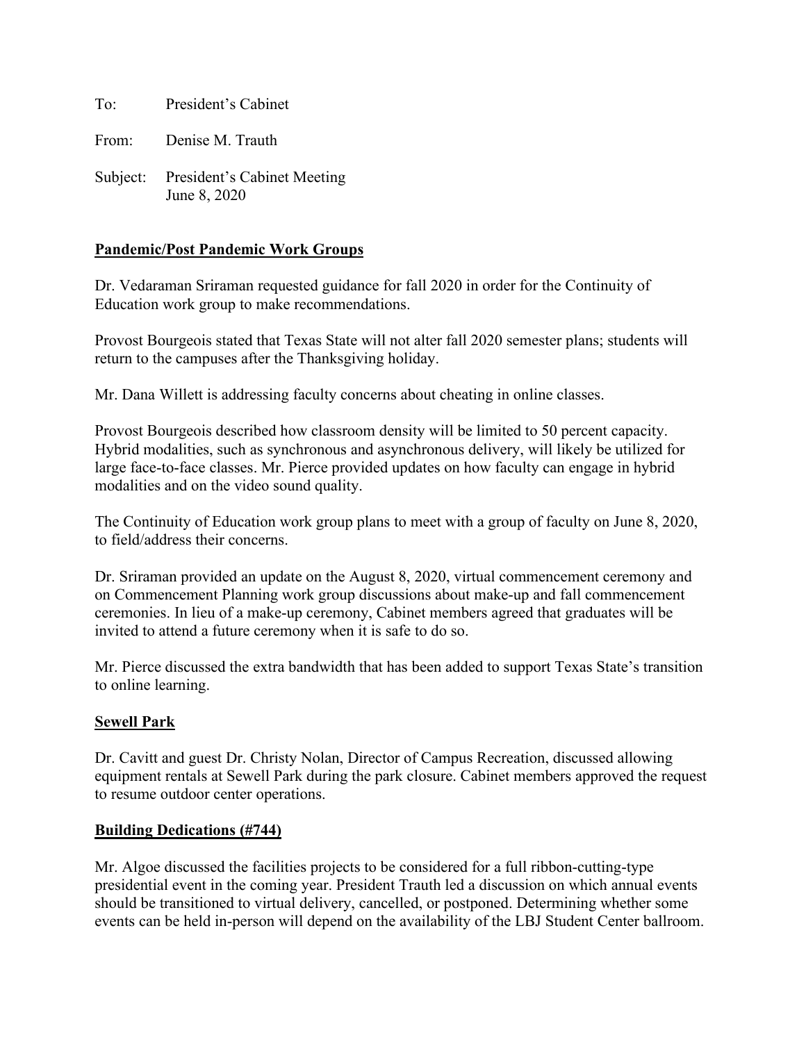To: President's Cabinet

From: Denise M. Trauth

Subject: President's Cabinet Meeting
June 8, 2020

## Pandemic/Post Pandemic Work Groups

Dr. Vedaraman Sriraman requested guidance for fall 2020 in order for the Continuity of Education work group to make recommendations.

Provost Bourgeois stated that Texas State will not alter fall 2020 semester plans; students will return to the campuses after the Thanksgiving holiday.

Mr. Dana Willett is addressing faculty concerns about cheating in online classes.

Provost Bourgeois described how classroom density will be limited to 50 percent capacity. Hybrid modalities, such as synchronous and asynchronous delivery, will likely be utilized for large face-to-face classes. Mr. Pierce provided updates on how faculty can engage in hybrid modalities and on the video sound quality.

The Continuity of Education work group plans to meet with a group of faculty on June 8, 2020, to field/address their concerns.

Dr. Sriraman provided an update on the August 8, 2020, virtual commencement ceremony and on Commencement Planning work group discussions about make-up and fall commencement ceremonies. In lieu of a make-up ceremony, Cabinet members agreed that graduates will be invited to attend a future ceremony when it is safe to do so.

Mr. Pierce discussed the extra bandwidth that has been added to support Texas State's transition to online learning.

## Sewell Park

Dr. Cavitt and guest Dr. Christy Nolan, Director of Campus Recreation, discussed allowing equipment rentals at Sewell Park during the park closure. Cabinet members approved the request to resume outdoor center operations.

## Building Dedications (#744)

Mr. Algoe discussed the facilities projects to be considered for a full ribbon-cutting-type presidential event in the coming year. President Trauth led a discussion on which annual events should be transitioned to virtual delivery, cancelled, or postponed. Determining whether some events can be held in-person will depend on the availability of the LBJ Student Center ballroom.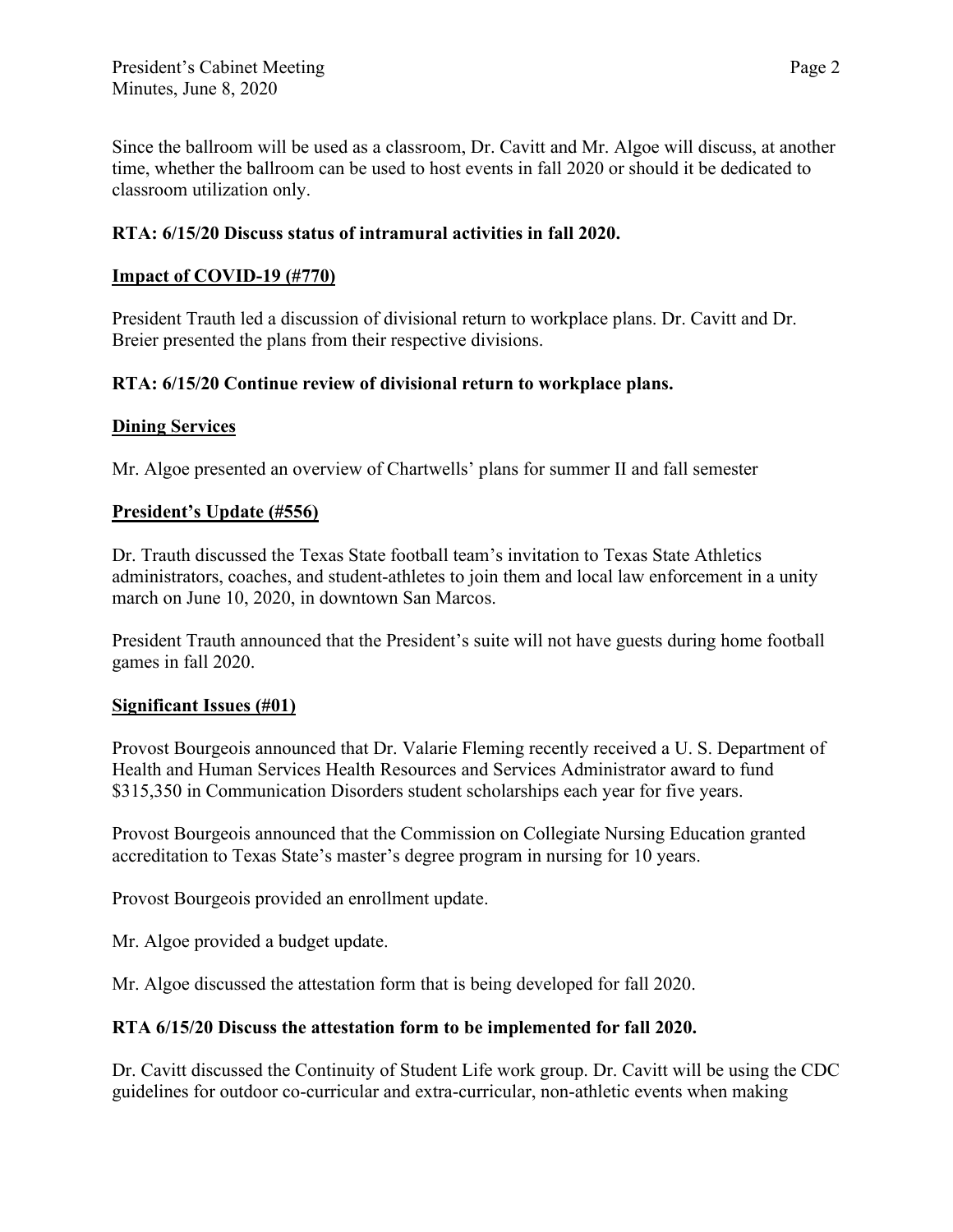Since the ballroom will be used as a classroom, Dr. Cavitt and Mr. Algoe will discuss, at another time, whether the ballroom can be used to host events in fall 2020 or should it be dedicated to classroom utilization only.

**RTA: 6/15/20 Discuss status of intramural activities in fall 2020.**

**<u>Impact of COVID-19 (#770)</u>**

President Trauth led a discussion of divisional return to workplace plans. Dr. Cavitt and Dr. Breier presented the plans from their respective divisions.

**RTA: 6/15/20 Continue review of divisional return to workplace plans.**

**<u>Dining Services</u>**

Mr. Algoe presented an overview of Chartwells' plans for summer II and fall semester

**<u>President's Update (#556)</u>**

Dr. Trauth discussed the Texas State football team's invitation to Texas State Athletics administrators, coaches, and student-athletes to join them and local law enforcement in a unity march on June 10, 2020, in downtown San Marcos.

President Trauth announced that the President's suite will not have guests during home football games in fall 2020.

**<u>Significant Issues (#01)</u>**

Provost Bourgeois announced that Dr. Valarie Fleming recently received a U. S. Department of Health and Human Services Health Resources and Services Administrator award to fund $315,350 in Communication Disorders student scholarships each year for five years.

Provost Bourgeois announced that the Commission on Collegiate Nursing Education granted accreditation to Texas State's master's degree program in nursing for 10 years.

Provost Bourgeois provided an enrollment update.

Mr. Algoe provided a budget update.

Mr. Algoe discussed the attestation form that is being developed for fall 2020.

**RTA 6/15/20 Discuss the attestation form to be implemented for fall 2020.**

Dr. Cavitt discussed the Continuity of Student Life work group. Dr. Cavitt will be using the CDC guidelines for outdoor co-curricular and extra-curricular, non-athletic events when making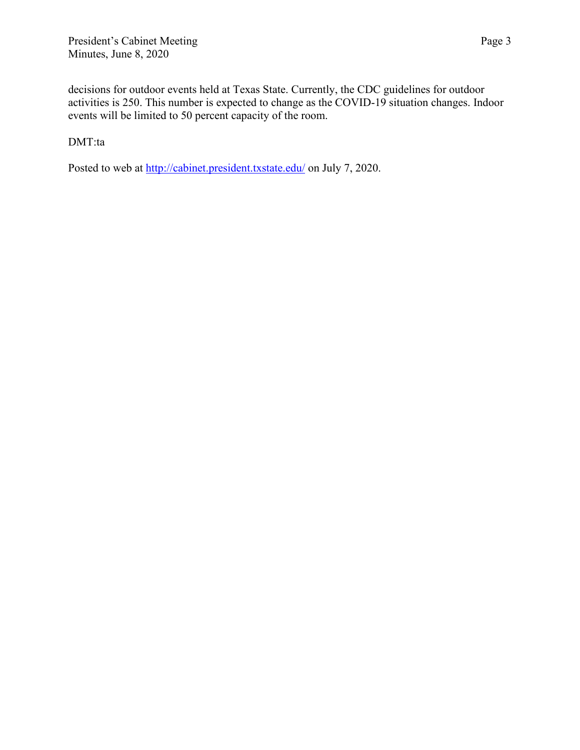decisions for outdoor events held at Texas State. Currently, the CDC guidelines for outdoor activities is 250. This number is expected to change as the COVID-19 situation changes. Indoor events will be limited to 50 percent capacity of the room.

DMT:ta

Posted to web at http://cabinet.president.txstate.edu/ on July 7, 2020.